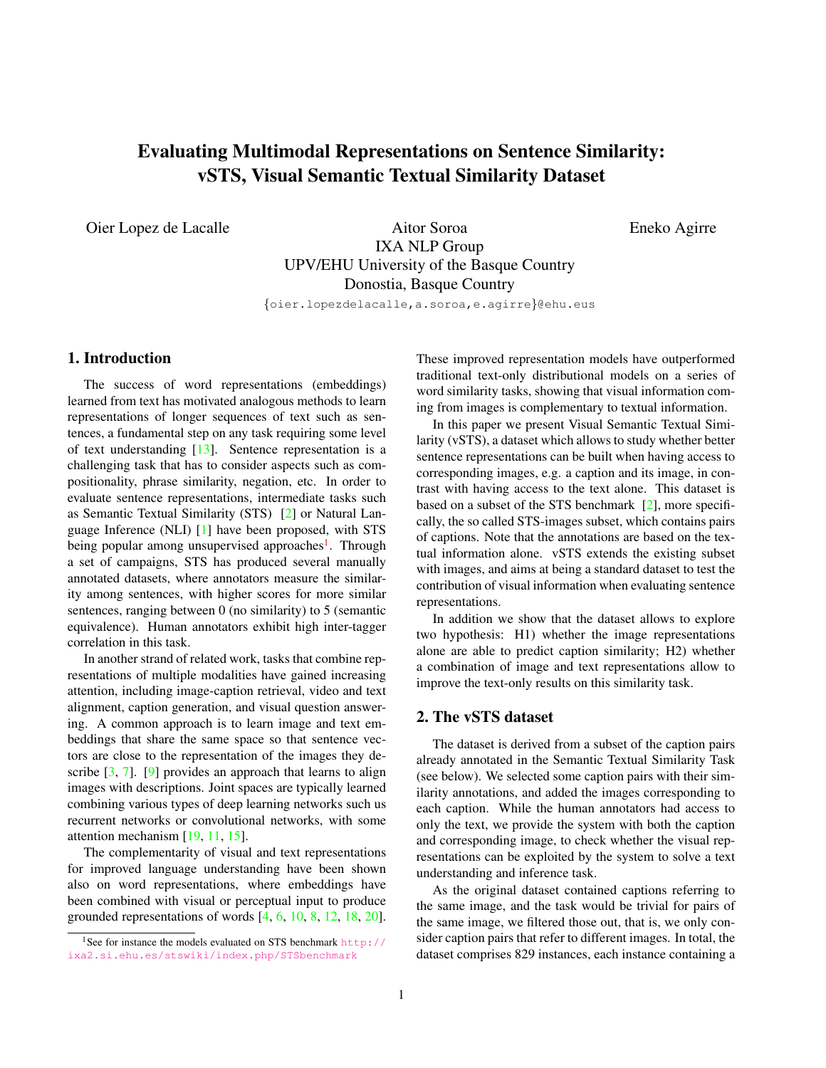# Evaluating Multimodal Representations on Sentence Similarity: vSTS, Visual Semantic Textual Similarity Dataset

Oier Lopez de Lacalle   Aitor Soroa   Eneko Agirre

IXA NLP Group
UPV/EHU University of the Basque Country
Donostia, Basque Country

{oier.lopezdelacalle,a.soroa,e.agirre}@ehu.eus

## 1. Introduction

The success of word representations (embeddings) learned from text has motivated analogous methods to learn representations of longer sequences of text such as sentences, a fundamental step on any task requiring some level of text understanding [13]. Sentence representation is a challenging task that has to consider aspects such as compositionality, phrase similarity, negation, etc. In order to evaluate sentence representations, intermediate tasks such as Semantic Textual Similarity (STS) [2] or Natural Language Inference (NLI) [1] have been proposed, with STS being popular among unsupervised approaches[1]. Through a set of campaigns, STS has produced several manually annotated datasets, where annotators measure the similarity among sentences, with higher scores for more similar sentences, ranging between 0 (no similarity) to 5 (semantic equivalence). Human annotators exhibit high inter-tagger correlation in this task.

In another strand of related work, tasks that combine representations of multiple modalities have gained increasing attention, including image-caption retrieval, video and text alignment, caption generation, and visual question answering. A common approach is to learn image and text embeddings that share the same space so that sentence vectors are close to the representation of the images they describe [3, 7]. [9] provides an approach that learns to align images with descriptions. Joint spaces are typically learned combining various types of deep learning networks such us recurrent networks or convolutional networks, with some attention mechanism [19, 11, 15].

The complementarity of visual and text representations for improved language understanding have been shown also on word representations, where embeddings have been combined with visual or perceptual input to produce grounded representations of words [4, 6, 10, 8, 12, 18, 20]. These improved representation models have outperformed traditional text-only distributional models on a series of word similarity tasks, showing that visual information coming from images is complementary to textual information.

In this paper we present Visual Semantic Textual Similarity (vSTS), a dataset which allows to study whether better sentence representations can be built when having access to corresponding images, e.g. a caption and its image, in contrast with having access to the text alone. This dataset is based on a subset of the STS benchmark [2], more specifically, the so called STS-images subset, which contains pairs of captions. Note that the annotations are based on the textual information alone. vSTS extends the existing subset with images, and aims at being a standard dataset to test the contribution of visual information when evaluating sentence representations.

In addition we show that the dataset allows to explore two hypothesis: H1) whether the image representations alone are able to predict caption similarity; H2) whether a combination of image and text representations allow to improve the text-only results on this similarity task.

## 2. The vSTS dataset

The dataset is derived from a subset of the caption pairs already annotated in the Semantic Textual Similarity Task (see below). We selected some caption pairs with their similarity annotations, and added the images corresponding to each caption. While the human annotators had access to only the text, we provide the system with both the caption and corresponding image, to check whether the visual representations can be exploited by the system to solve a text understanding and inference task.

As the original dataset contained captions referring to the same image, and the task would be trivial for pairs of the same image, we filtered those out, that is, we only consider caption pairs that refer to different images. In total, the dataset comprises 829 instances, each instance containing a

[1] See for instance the models evaluated on STS benchmark http://ixa2.si.ehu.es/stswiki/index.php/STSbenchmark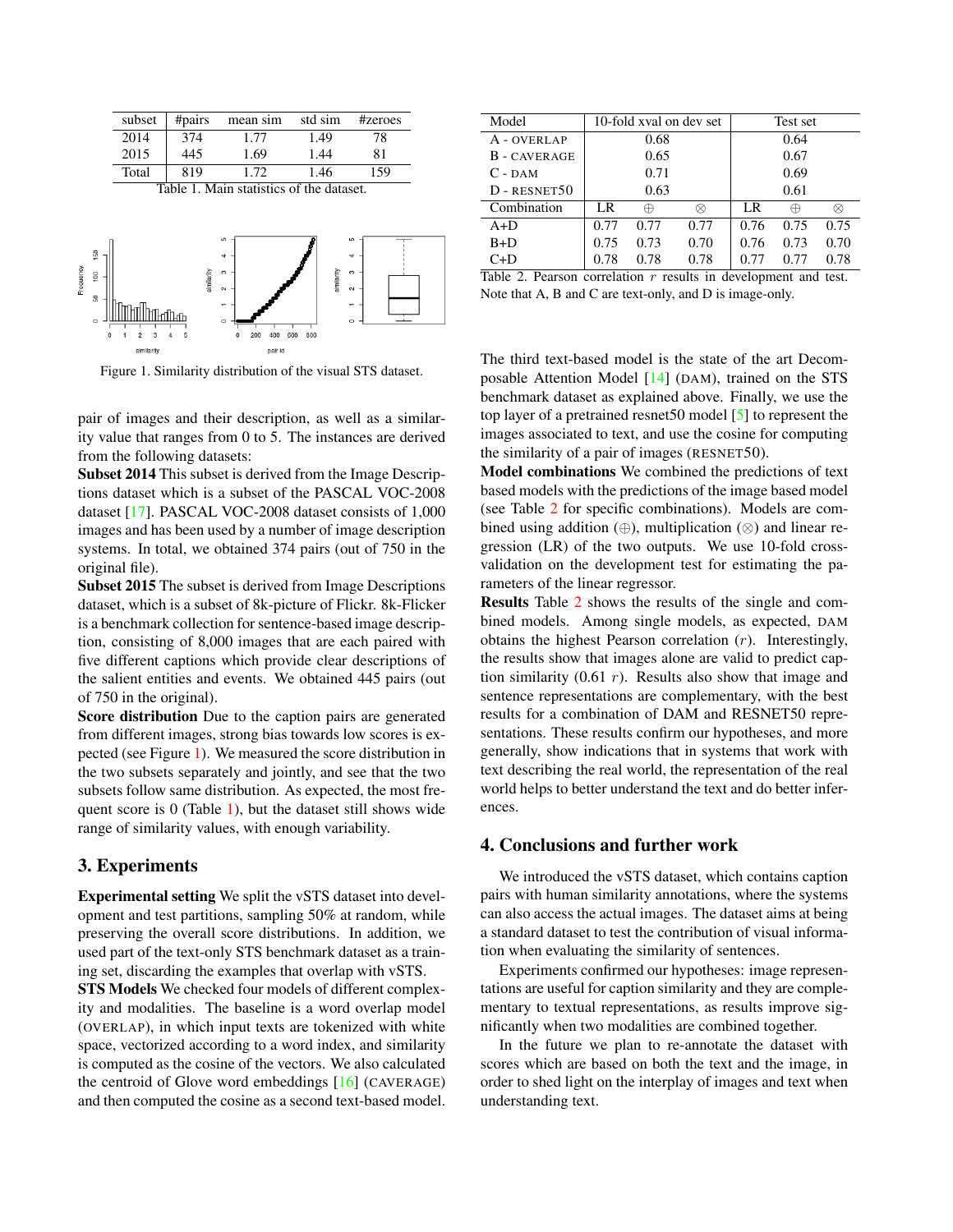| subset | #pairs | mean sim | std sim | #zeroes |
|---|---|---|---|---|
| 2014 | 374 | 1.77 | 1.49 | 78 |
| 2015 | 445 | 1.69 | 1.44 | 81 |
| Total | 819 | 1.72 | 1.46 | 159 |

Table 1. Main statistics of the dataset.

Frequency
150
100
50
0
0 1 2 3 4 5
similarity

similarity
5
4
3
2
1
0
0 200 400 600 800
pair id

similarity
5
4
3
2
1
0

Figure 1. Similarity distribution of the visual STS dataset.

pair of images and their description, as well as a similarity value that ranges from 0 to 5. The instances are derived from the following datasets:

**Subset 2014** This subset is derived from the Image Descriptions dataset which is a subset of the PASCAL VOC-2008 dataset [17]. PASCAL VOC-2008 dataset consists of 1,000 images and has been used by a number of image description systems. In total, we obtained 374 pairs (out of 750 in the original file).

**Subset 2015** The subset is derived from Image Descriptions dataset, which is a subset of 8k-picture of Flickr. 8k-Flicker is a benchmark collection for sentence-based image description, consisting of 8,000 images that are each paired with five different captions which provide clear descriptions of the salient entities and events. We obtained 445 pairs (out of 750 in the original).

**Score distribution** Due to the caption pairs are generated from different images, strong bias towards low scores is expected (see Figure 1). We measured the score distribution in the two subsets separately and jointly, and see that the two subsets follow same distribution. As expected, the most frequent score is 0 (Table 1), but the dataset still shows wide range of similarity values, with enough variability.

## 3. Experiments

**Experimental setting** We split the vSTS dataset into development and test partitions, sampling 50% at random, while preserving the overall score distributions. In addition, we used part of the text-only STS benchmark dataset as a training set, discarding the examples that overlap with vSTS.

**STS Models** We checked four models of different complexity and modalities. The baseline is a word overlap model (OVERLAP), in which input texts are tokenized with white space, vectorized according to a word index, and similarity is computed as the cosine of the vectors. We also calculated the centroid of Glove word embeddings [16] (CAVERAGE) and then computed the cosine as a second text-based model.

| Model | 10-fold xval on dev set | | | Test set | | |
|---|---|---|---|---|---|---|
| A - OVERLAP | 0.68 | | | 0.64 | | |
| B - CAVERAGE | 0.65 | | | 0.67 | | |
| C - DAM | 0.71 | | | 0.69 | | |
| D - RESNET50 | 0.63 | | | 0.61 | | |
| Combination | LR | $\oplus$ | $\otimes$ | LR | $\oplus$ | $\otimes$ |
| A+D | 0.77 | 0.77 | 0.77 | 0.76 | 0.75 | 0.75 |
| B+D | 0.75 | 0.73 | 0.70 | 0.76 | 0.73 | 0.70 |
| C+D | 0.78 | 0.78 | 0.78 | 0.77 | 0.77 | 0.78 |

Table 2. Pearson correlation $r$ results in development and test. Note that A, B and C are text-only, and D is image-only.

The third text-based model is the state of the art Decomposable Attention Model [14] (DAM), trained on the STS benchmark dataset as explained above. Finally, we use the top layer of a pretrained resnet50 model [5] to represent the images associated to text, and use the cosine for computing the similarity of a pair of images (RESNET50).

**Model combinations** We combined the predictions of text based models with the predictions of the image based model (see Table 2 for specific combinations). Models are combined using addition ($\oplus$), multiplication ($\otimes$) and linear regression (LR) of the two outputs. We use 10-fold cross-validation on the development test for estimating the parameters of the linear regressor.

**Results** Table 2 shows the results of the single and combined models. Among single models, as expected, DAM obtains the highest Pearson correlation ($r$). Interestingly, the results show that images alone are valid to predict caption similarity (0.61 $r$). Results also show that image and sentence representations are complementary, with the best results for a combination of DAM and RESNET50 representations. These results confirm our hypotheses, and more generally, show indications that in systems that work with text describing the real world, the representation of the real world helps to better understand the text and do better inferences.

## 4. Conclusions and further work

We introduced the vSTS dataset, which contains caption pairs with human similarity annotations, where the systems can also access the actual images. The dataset aims at being a standard dataset to test the contribution of visual information when evaluating the similarity of sentences.

Experiments confirmed our hypotheses: image representations are useful for caption similarity and they are complementary to textual representations, as results improve significantly when two modalities are combined together.

In the future we plan to re-annotate the dataset with scores which are based on both the text and the image, in order to shed light on the interplay of images and text when understanding text.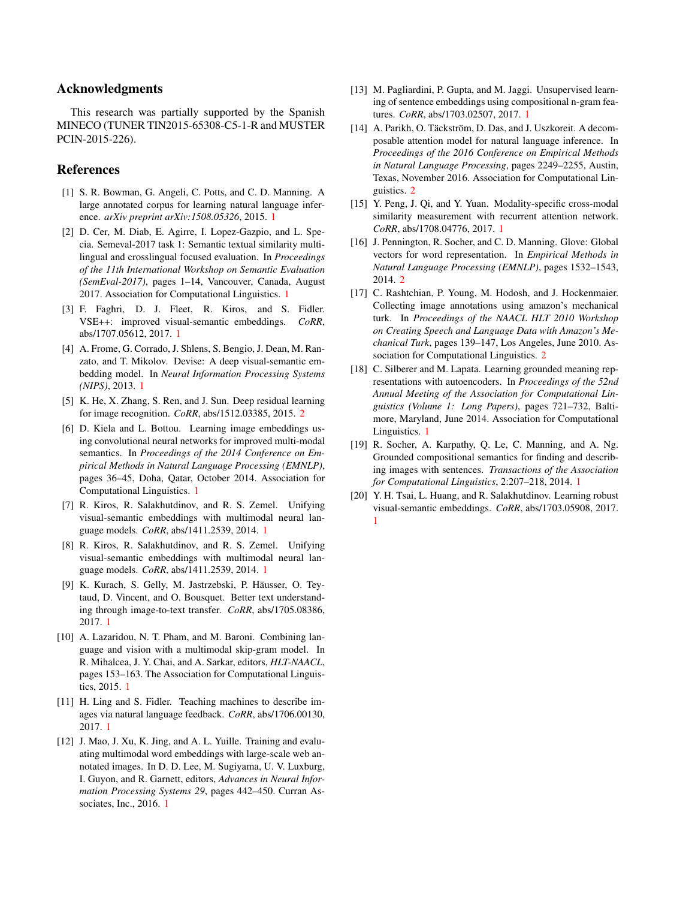## Acknowledgments

This research was partially supported by the Spanish MINECO (TUNER TIN2015-65308-C5-1-R and MUSTER PCIN-2015-226).

## References

[1] S. R. Bowman, G. Angeli, C. Potts, and C. D. Manning. A large annotated corpus for learning natural language inference. *arXiv preprint arXiv:1508.05326*, 2015. 1

[2] D. Cer, M. Diab, E. Agirre, I. Lopez-Gazpio, and L. Specia. Semeval-2017 task 1: Semantic textual similarity multilingual and crosslingual focused evaluation. In *Proceedings of the 11th International Workshop on Semantic Evaluation (SemEval-2017)*, pages 1–14, Vancouver, Canada, August 2017. Association for Computational Linguistics. 1

[3] F. Faghri, D. J. Fleet, R. Kiros, and S. Fidler. VSE++: improved visual-semantic embeddings. *CoRR*, abs/1707.05612, 2017. 1

[4] A. Frome, G. Corrado, J. Shlens, S. Bengio, J. Dean, M. Ranzato, and T. Mikolov. Devise: A deep visual-semantic embedding model. In *Neural Information Processing Systems (NIPS)*, 2013. 1

[5] K. He, X. Zhang, S. Ren, and J. Sun. Deep residual learning for image recognition. *CoRR*, abs/1512.03385, 2015. 2

[6] D. Kiela and L. Bottou. Learning image embeddings using convolutional neural networks for improved multi-modal semantics. In *Proceedings of the 2014 Conference on Empirical Methods in Natural Language Processing (EMNLP)*, pages 36–45, Doha, Qatar, October 2014. Association for Computational Linguistics. 1

[7] R. Kiros, R. Salakhutdinov, and R. S. Zemel. Unifying visual-semantic embeddings with multimodal neural language models. *CoRR*, abs/1411.2539, 2014. 1

[8] R. Kiros, R. Salakhutdinov, and R. S. Zemel. Unifying visual-semantic embeddings with multimodal neural language models. *CoRR*, abs/1411.2539, 2014. 1

[9] K. Kurach, S. Gelly, M. Jastrzebski, P. Häusser, O. Teytaud, D. Vincent, and O. Bousquet. Better text understanding through image-to-text transfer. *CoRR*, abs/1705.08386, 2017. 1

[10] A. Lazaridou, N. T. Pham, and M. Baroni. Combining language and vision with a multimodal skip-gram model. In R. Mihalcea, J. Y. Chai, and A. Sarkar, editors, *HLT-NAACL*, pages 153–163. The Association for Computational Linguistics, 2015. 1

[11] H. Ling and S. Fidler. Teaching machines to describe images via natural language feedback. *CoRR*, abs/1706.00130, 2017. 1

[12] J. Mao, J. Xu, K. Jing, and A. L. Yuille. Training and evaluating multimodal word embeddings with large-scale web annotated images. In D. D. Lee, M. Sugiyama, U. V. Luxburg, I. Guyon, and R. Garnett, editors, *Advances in Neural Information Processing Systems 29*, pages 442–450. Curran Associates, Inc., 2016. 1

[13] M. Pagliardini, P. Gupta, and M. Jaggi. Unsupervised learning of sentence embeddings using compositional n-gram features. *CoRR*, abs/1703.02507, 2017. 1

[14] A. Parikh, O. Täckström, D. Das, and J. Uszkoreit. A decomposable attention model for natural language inference. In *Proceedings of the 2016 Conference on Empirical Methods in Natural Language Processing*, pages 2249–2255, Austin, Texas, November 2016. Association for Computational Linguistics. 2

[15] Y. Peng, J. Qi, and Y. Yuan. Modality-specific cross-modal similarity measurement with recurrent attention network. *CoRR*, abs/1708.04776, 2017. 1

[16] J. Pennington, R. Socher, and C. D. Manning. Glove: Global vectors for word representation. In *Empirical Methods in Natural Language Processing (EMNLP)*, pages 1532–1543, 2014. 2

[17] C. Rashtchian, P. Young, M. Hodosh, and J. Hockenmaier. Collecting image annotations using amazon's mechanical turk. In *Proceedings of the NAACL HLT 2010 Workshop on Creating Speech and Language Data with Amazon's Mechanical Turk*, pages 139–147, Los Angeles, June 2010. Association for Computational Linguistics. 2

[18] C. Silberer and M. Lapata. Learning grounded meaning representations with autoencoders. In *Proceedings of the 52nd Annual Meeting of the Association for Computational Linguistics (Volume 1: Long Papers)*, pages 721–732, Baltimore, Maryland, June 2014. Association for Computational Linguistics. 1

[19] R. Socher, A. Karpathy, Q. Le, C. Manning, and A. Ng. Grounded compositional semantics for finding and describing images with sentences. *Transactions of the Association for Computational Linguistics*, 2:207–218, 2014. 1

[20] Y. H. Tsai, L. Huang, and R. Salakhutdinov. Learning robust visual-semantic embeddings. *CoRR*, abs/1703.05908, 2017. 1